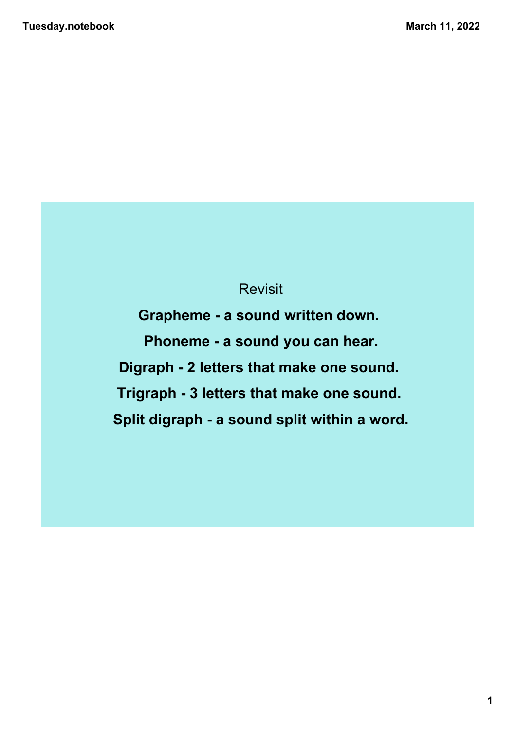Revisit

**Grapheme - a sound written down.**

**Phoneme - a sound you can hear.**

**Digraph - 2 letters that make one sound.**

**Trigraph - 3 letters that make one sound.**

**Split digraph - a sound split within a word.**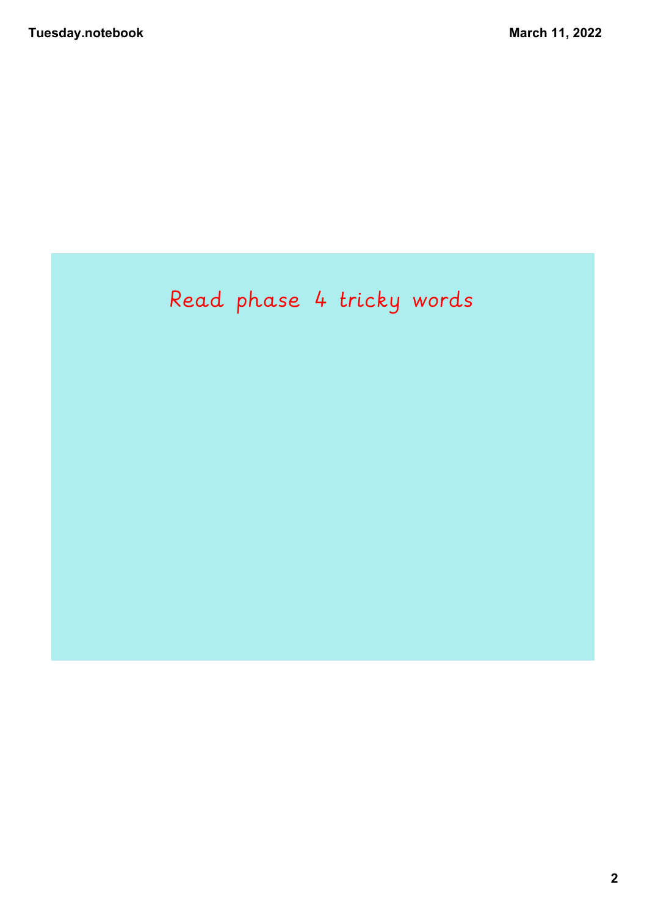Read phase 4 tricky words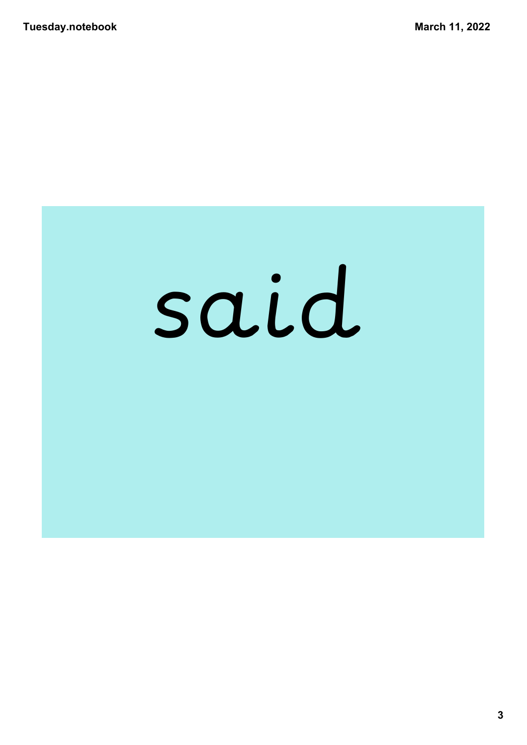said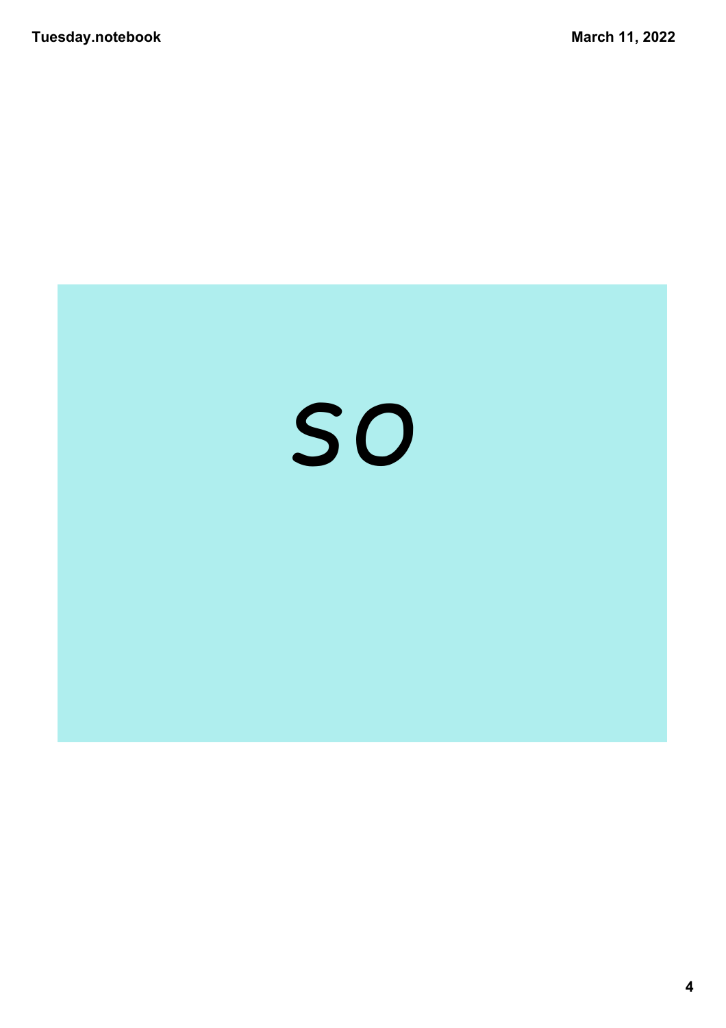so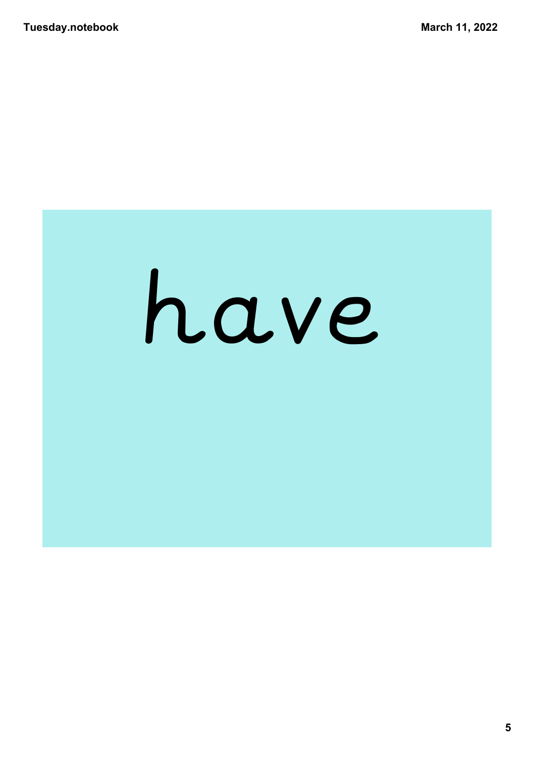have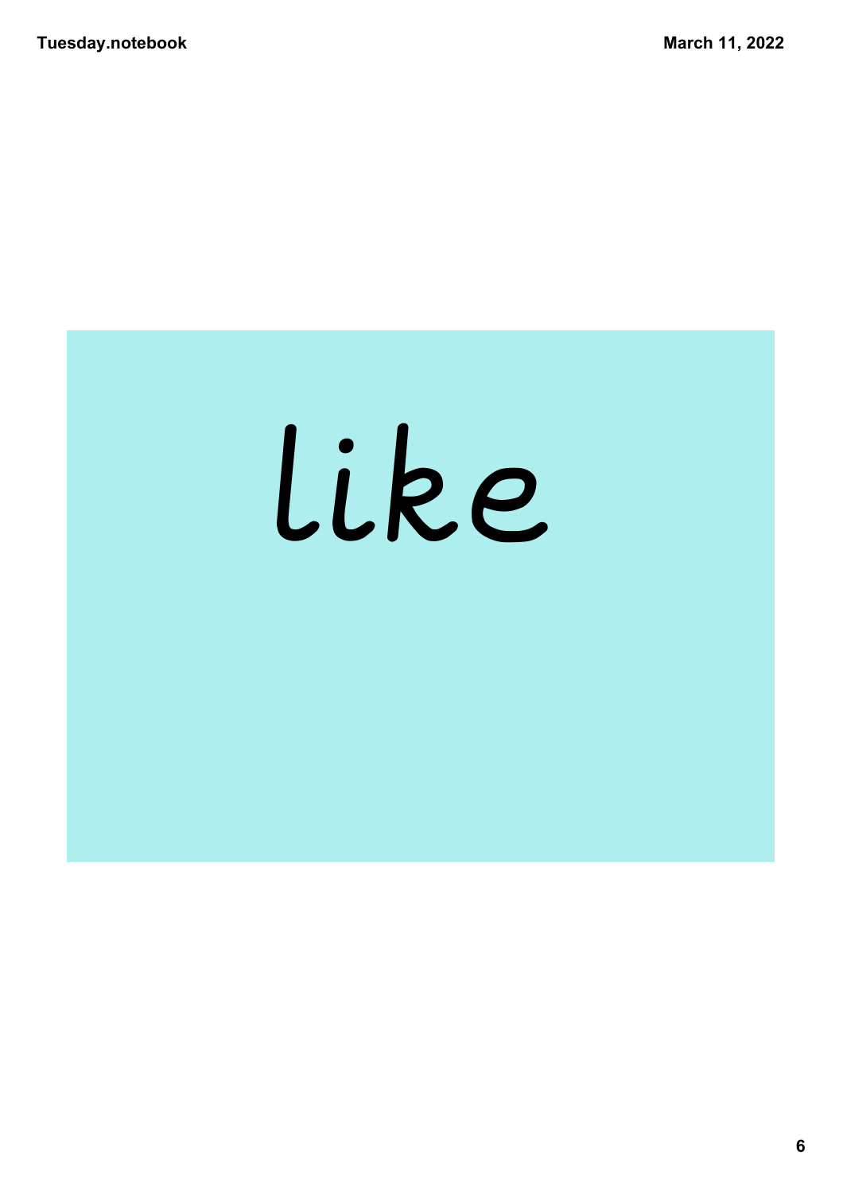like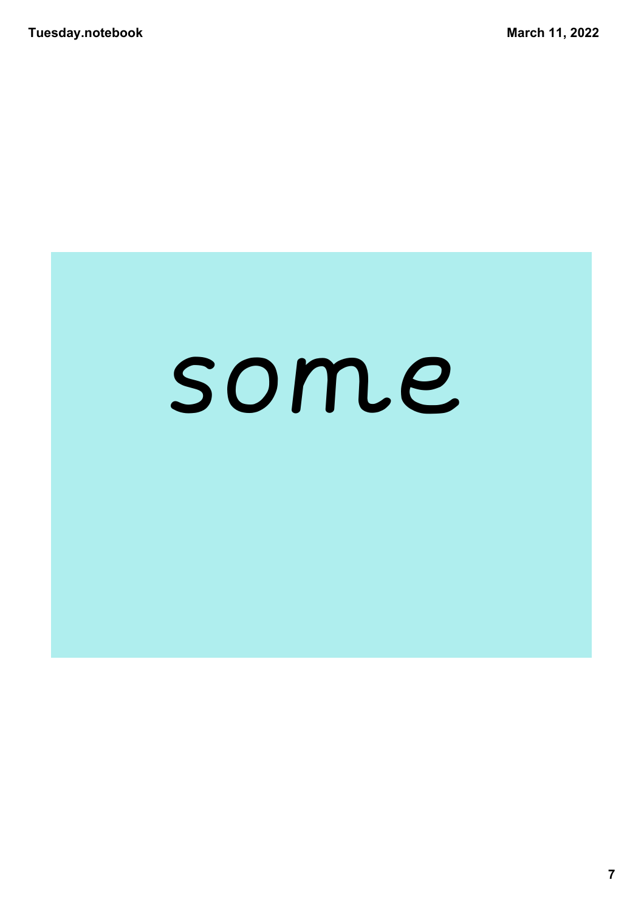some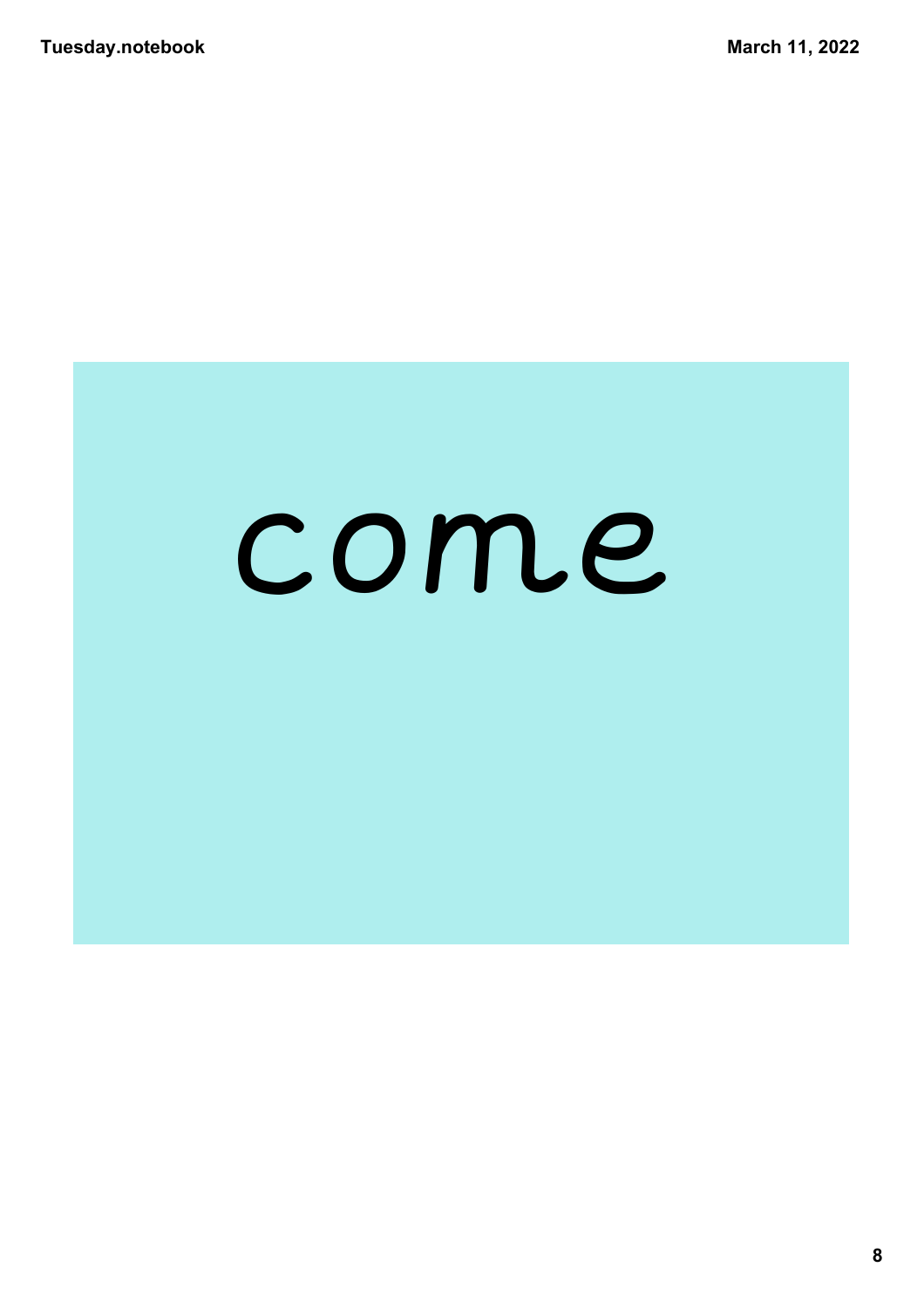come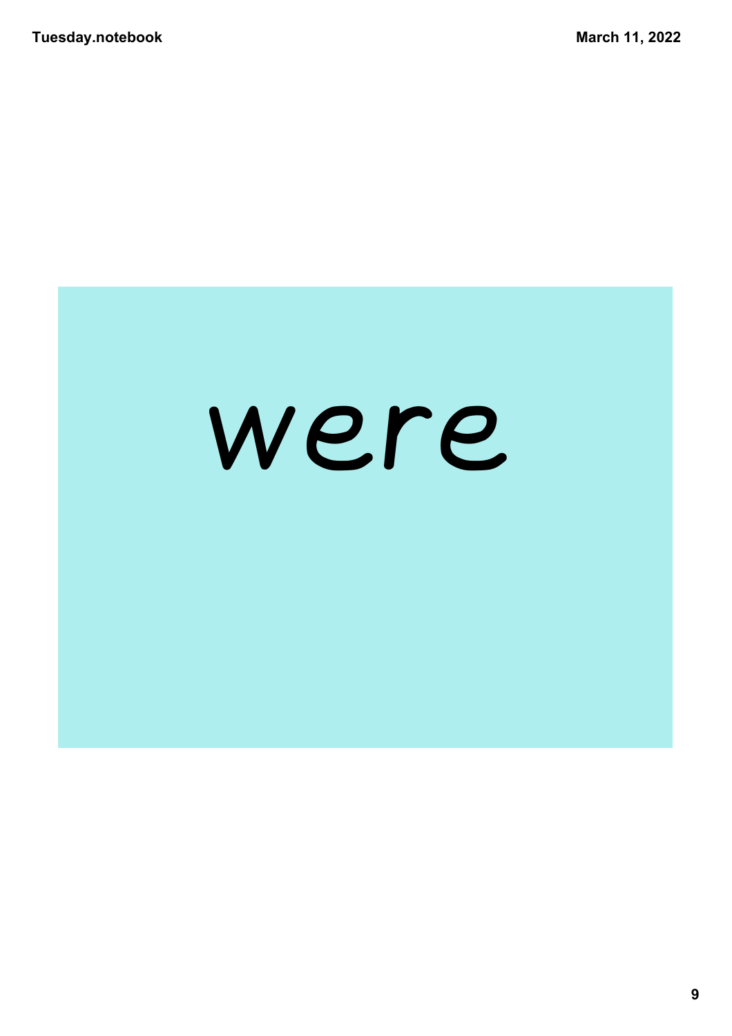were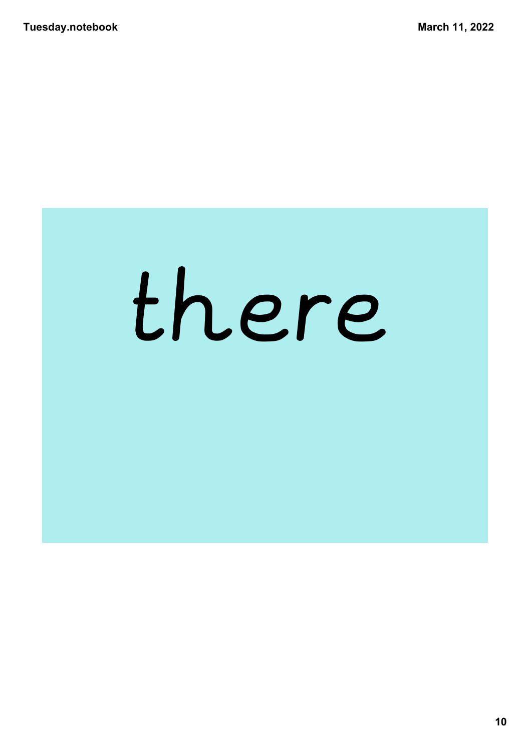there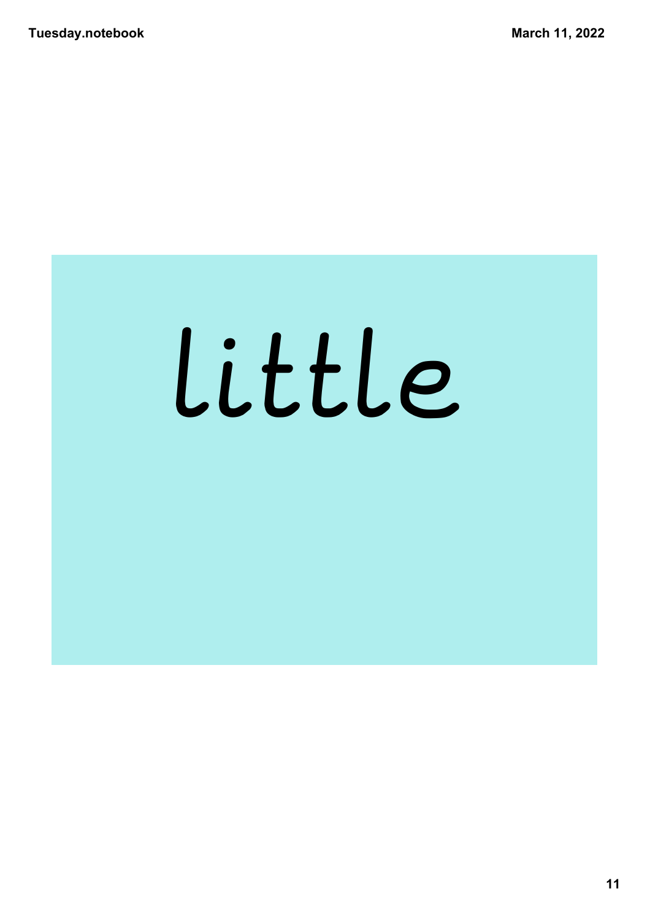little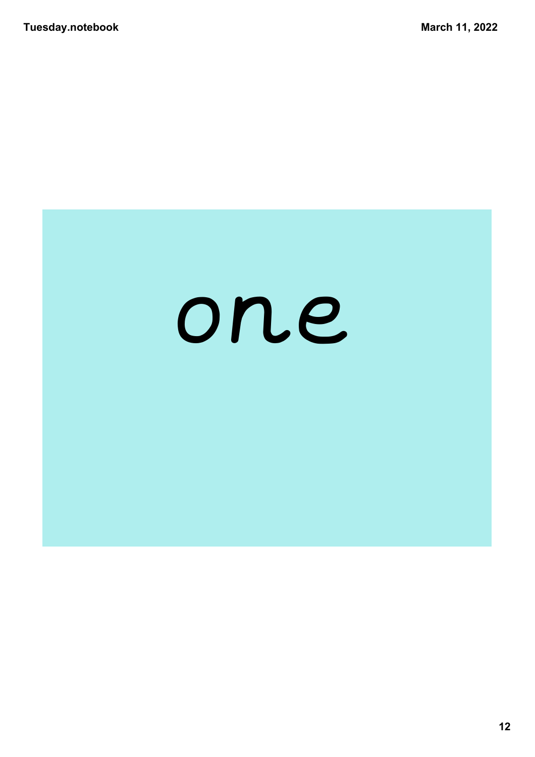one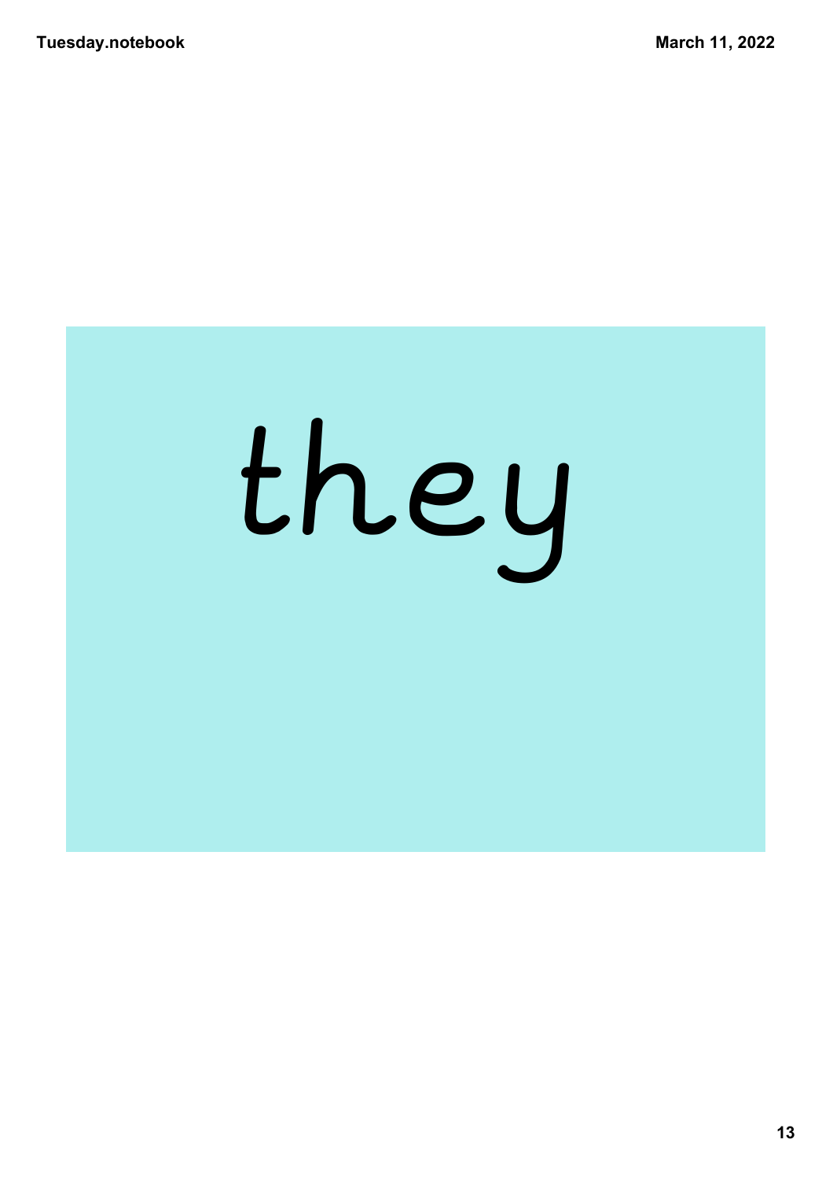they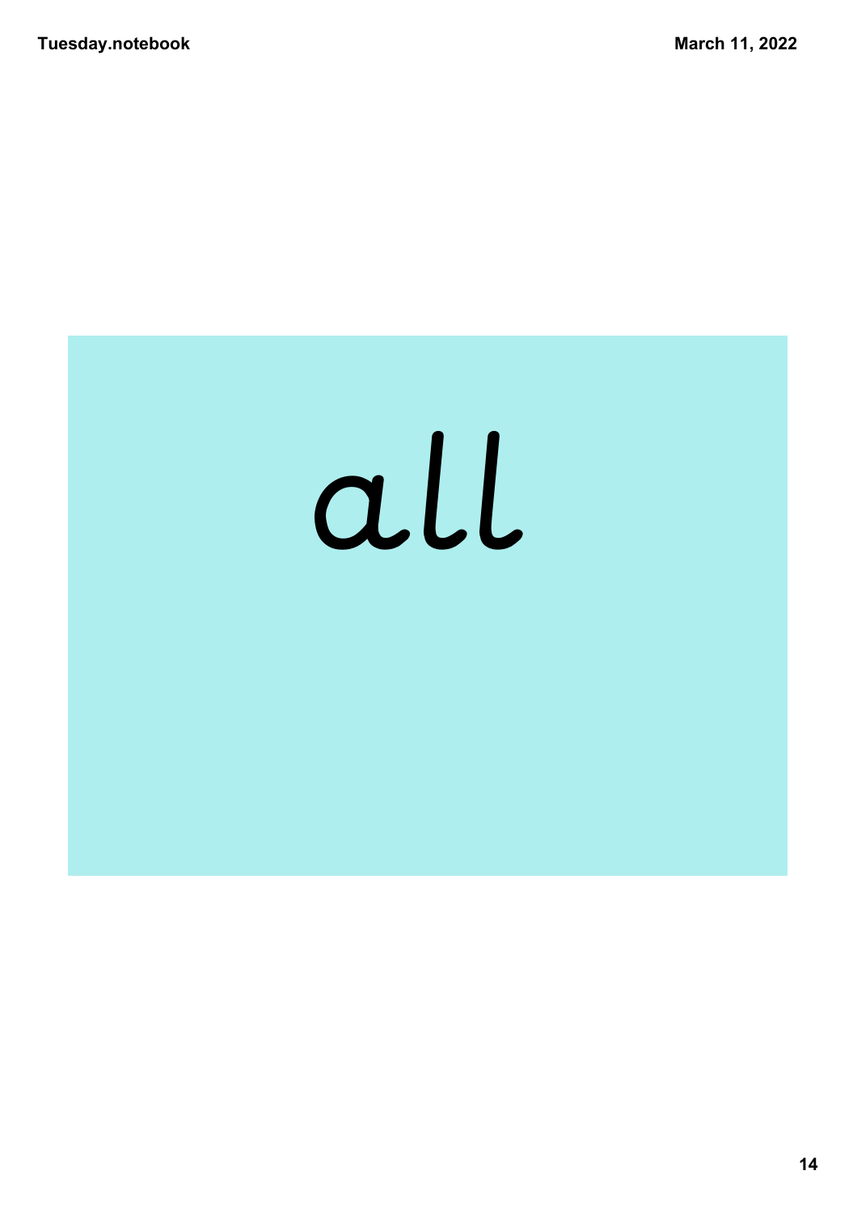all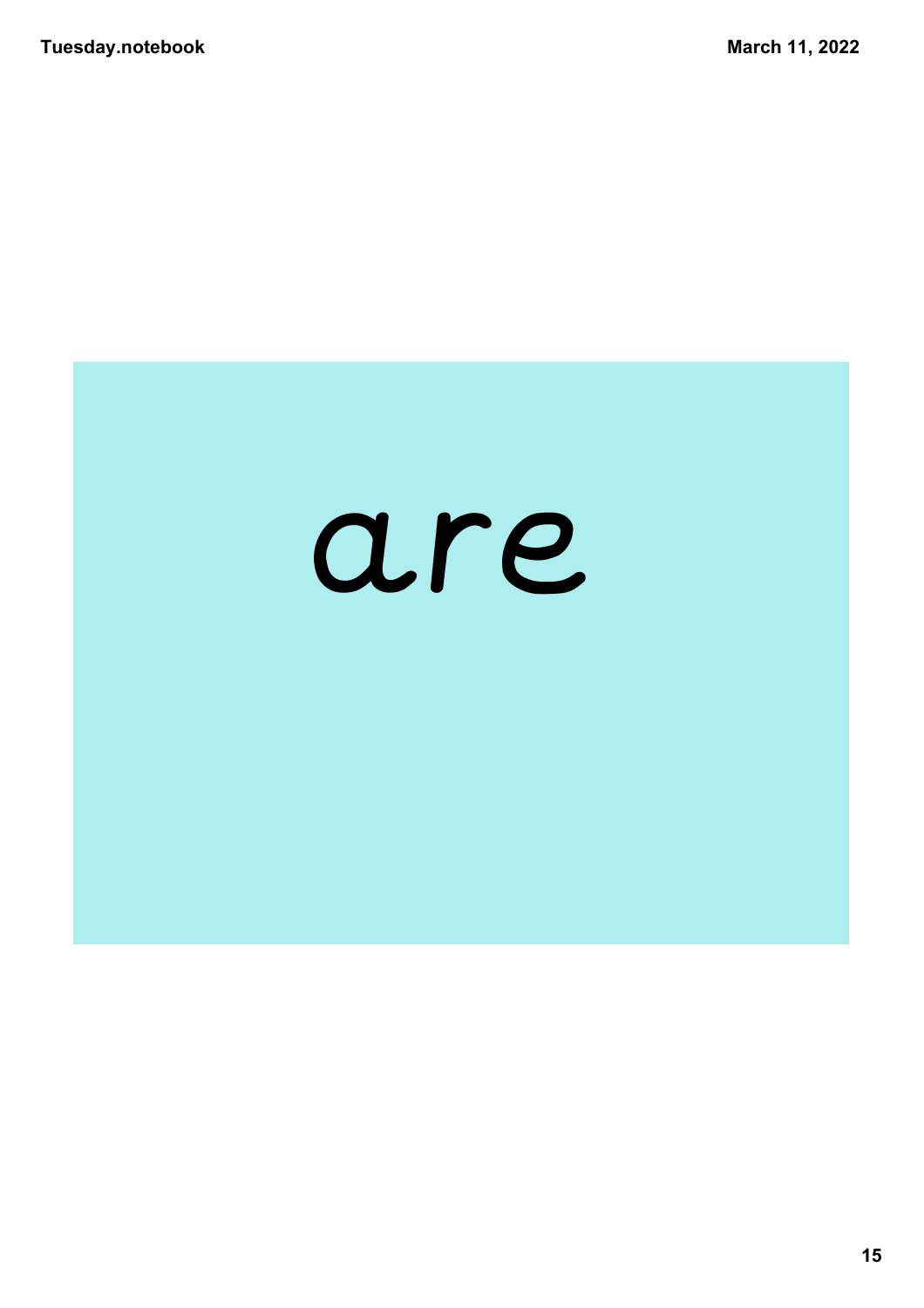are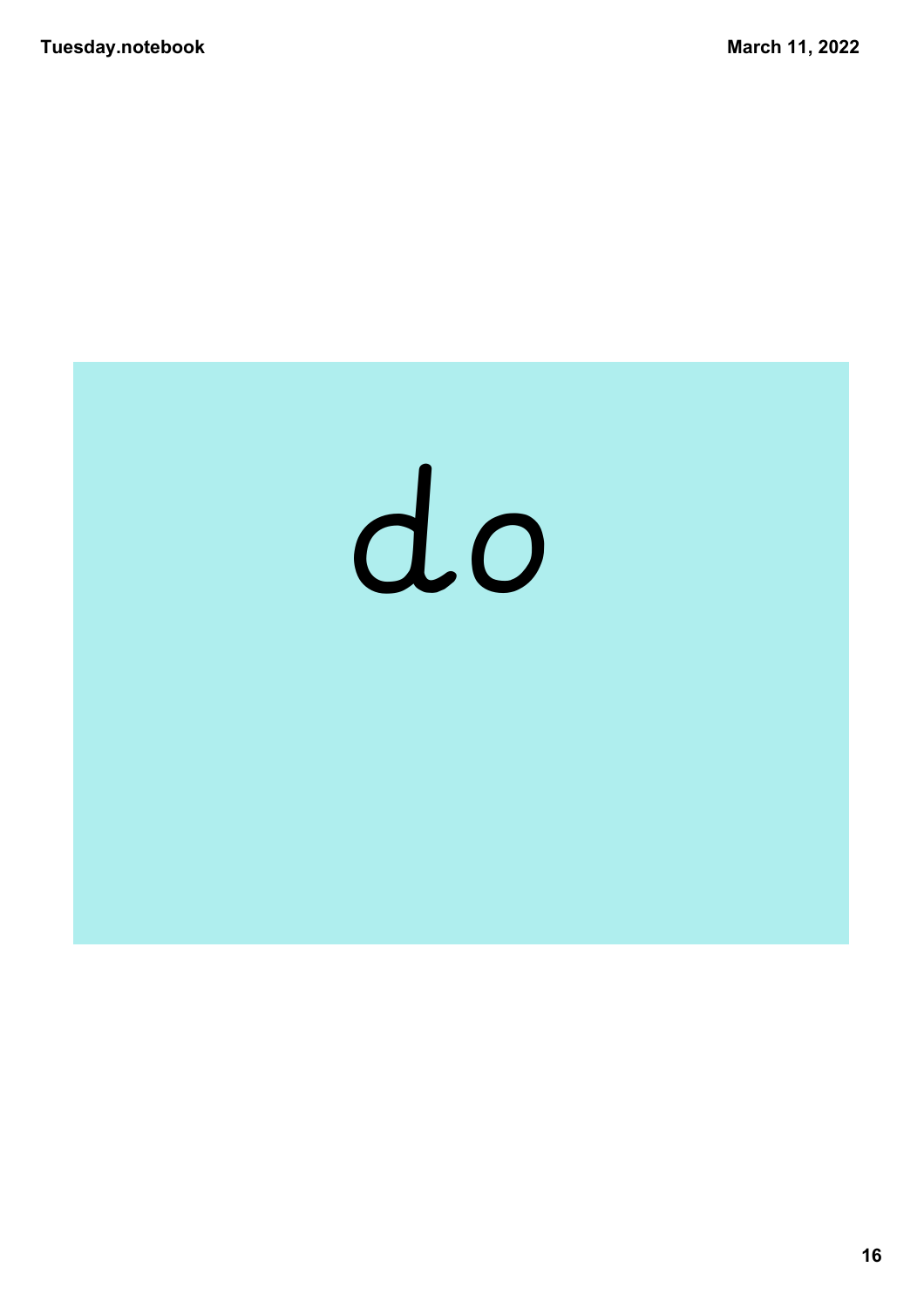do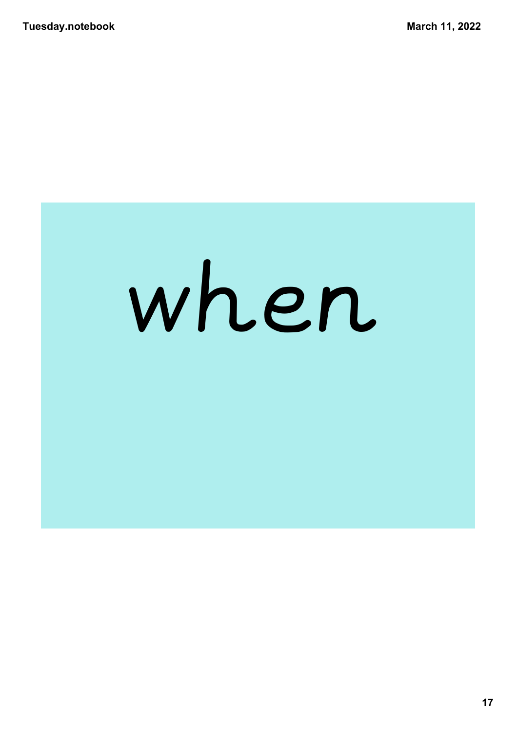when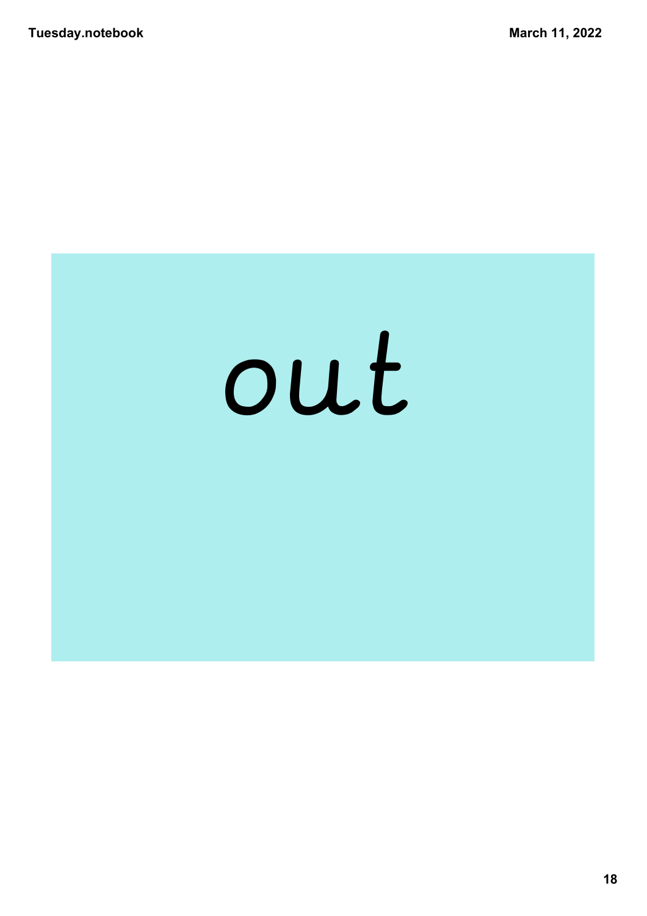out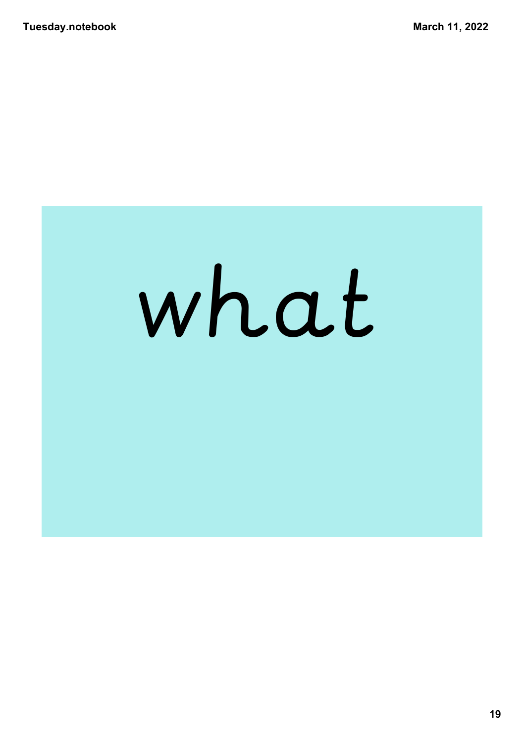what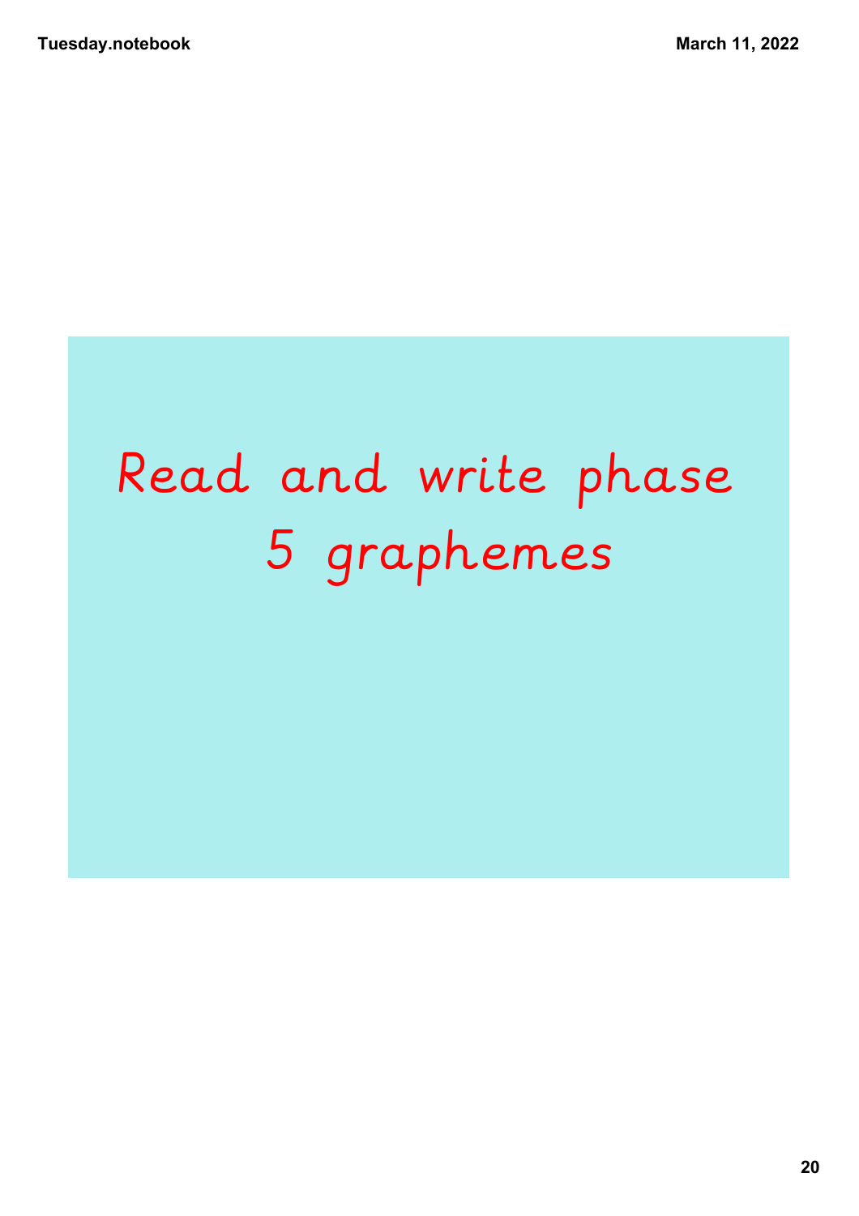# Read and write phase 5 graphemes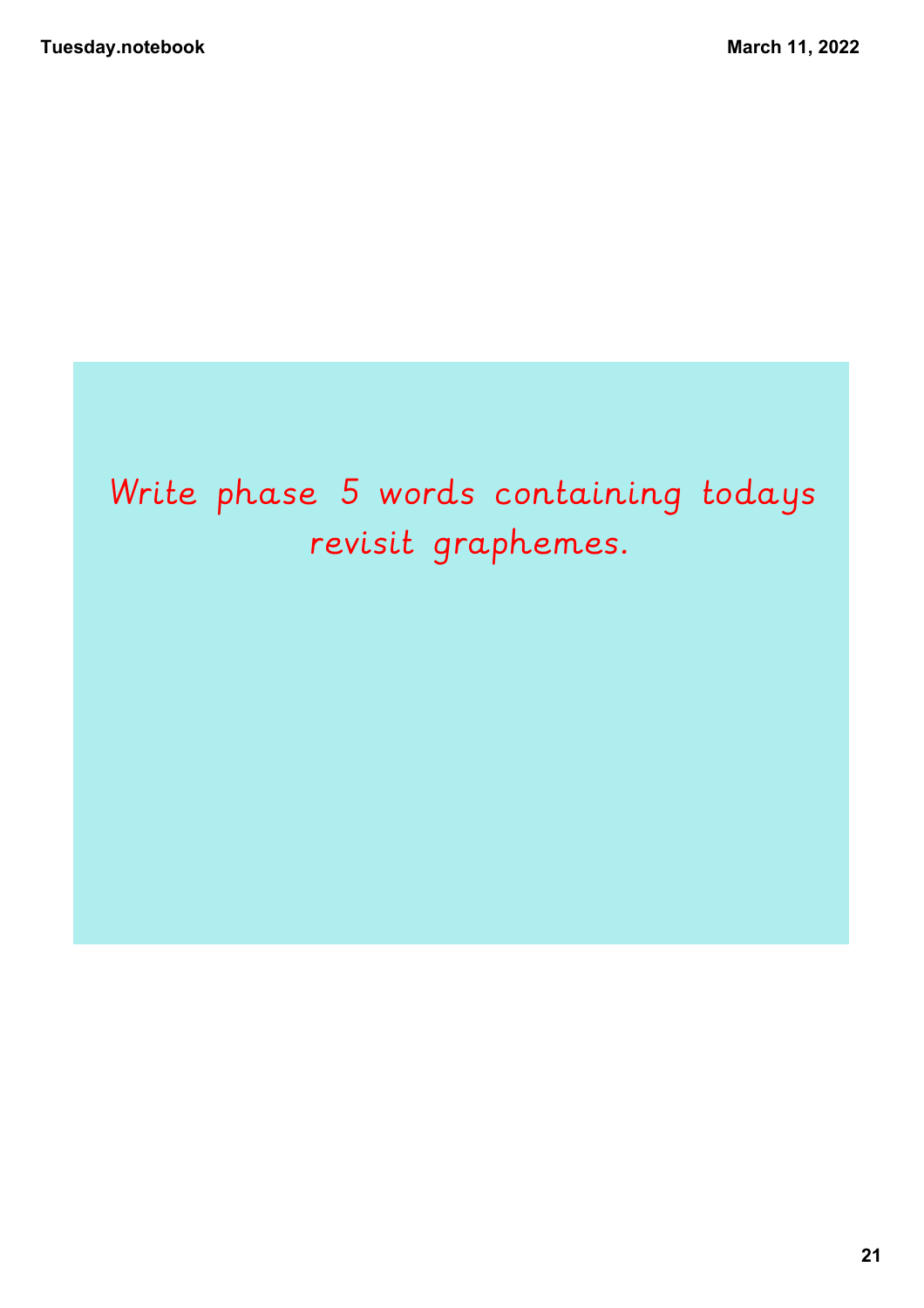Write phase 5 words containing todays revisit graphemes.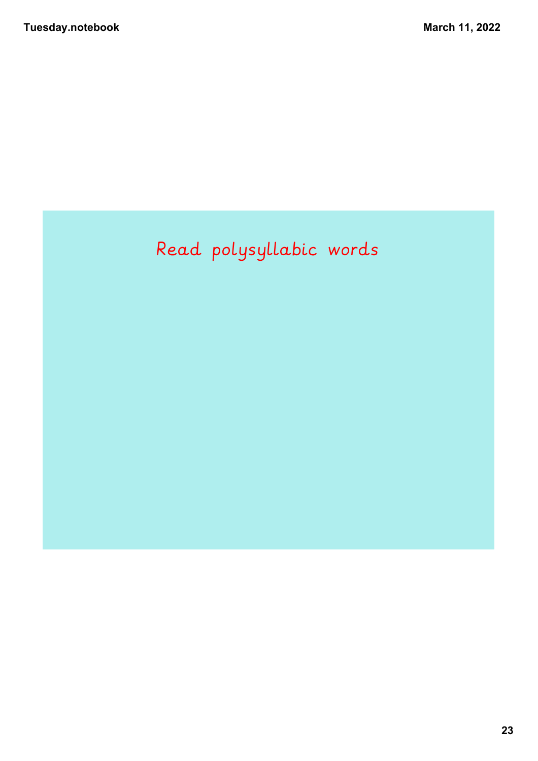Read polysyllabic words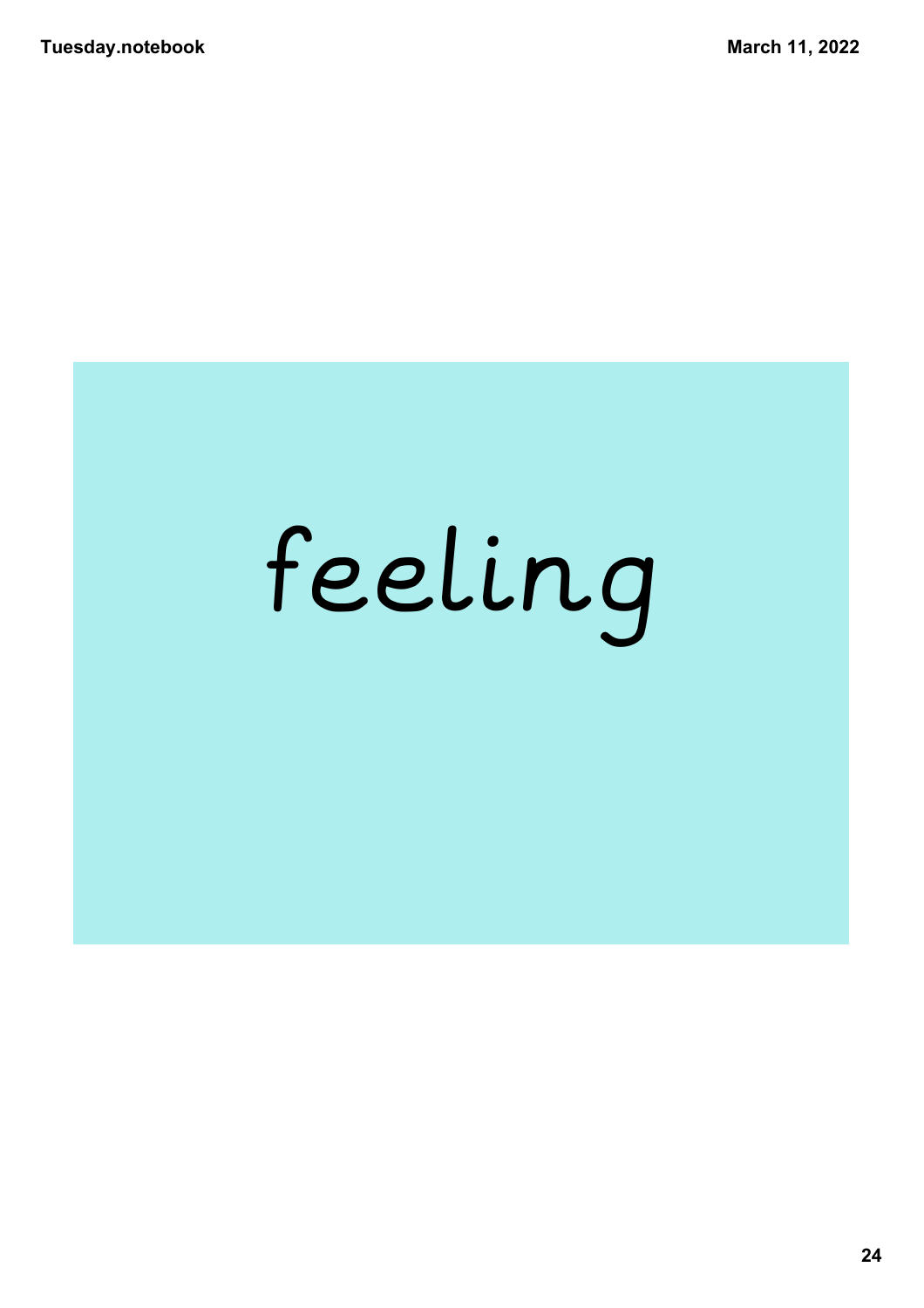feeling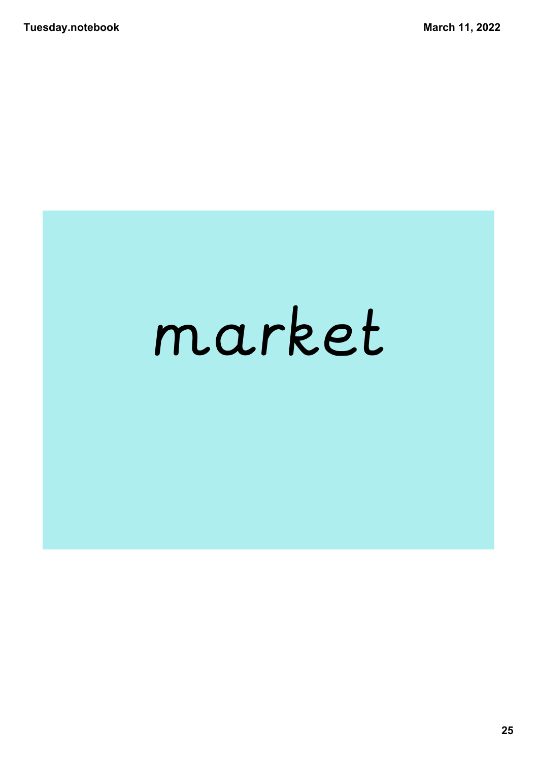market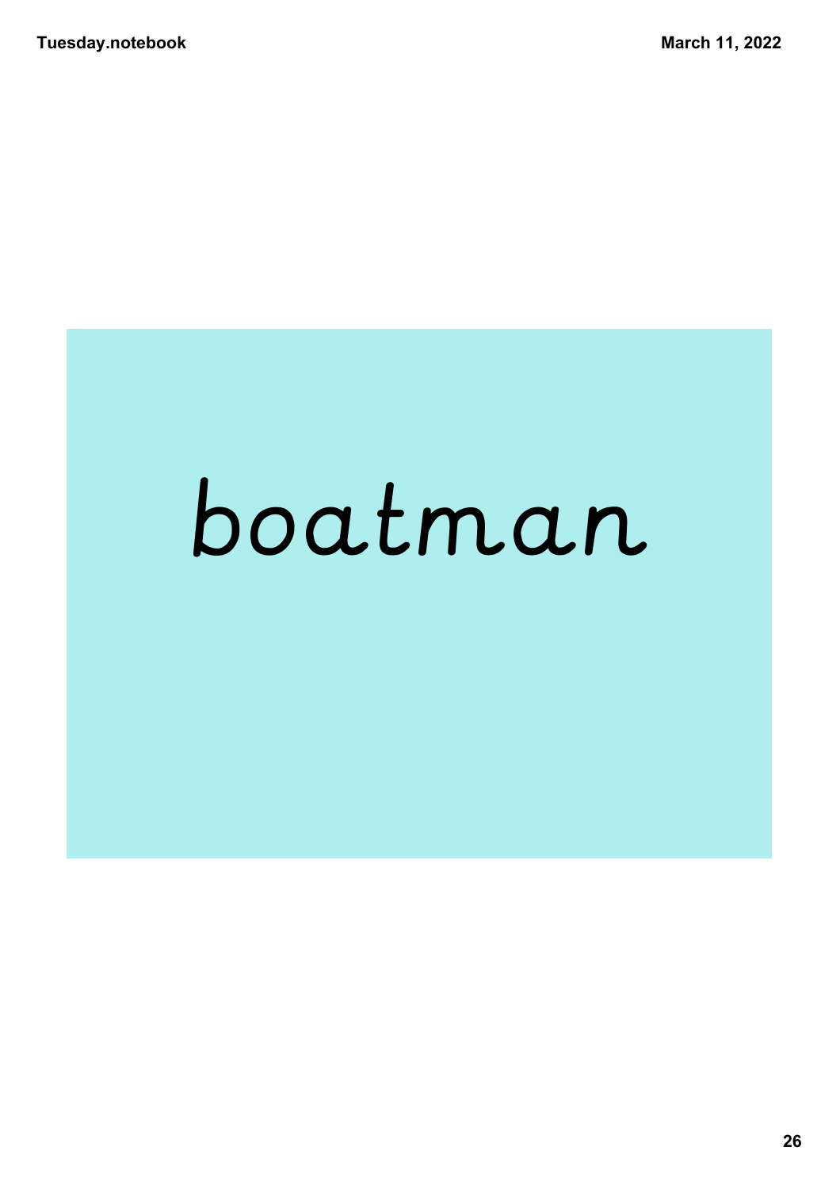boatman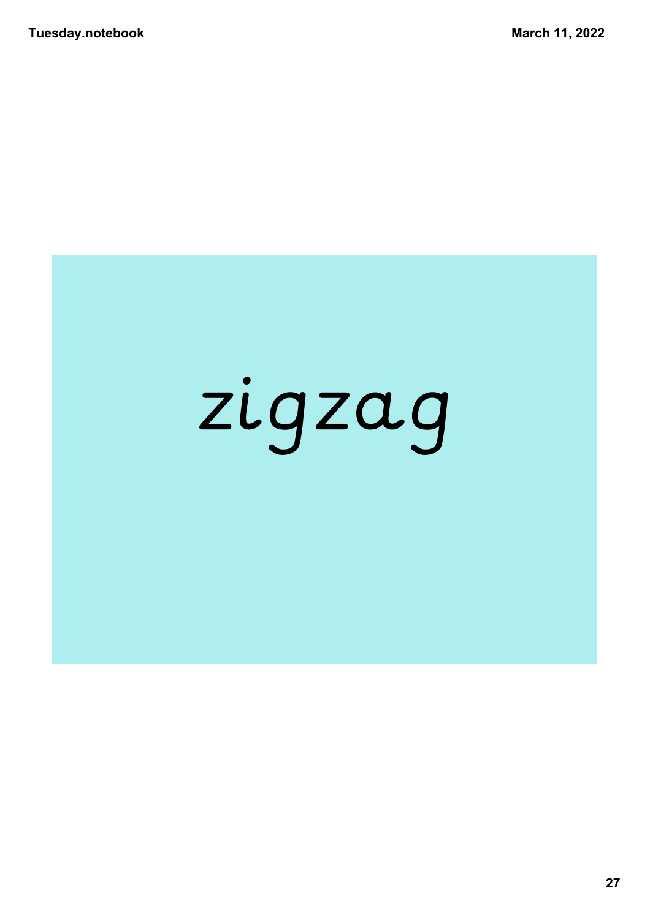zigzag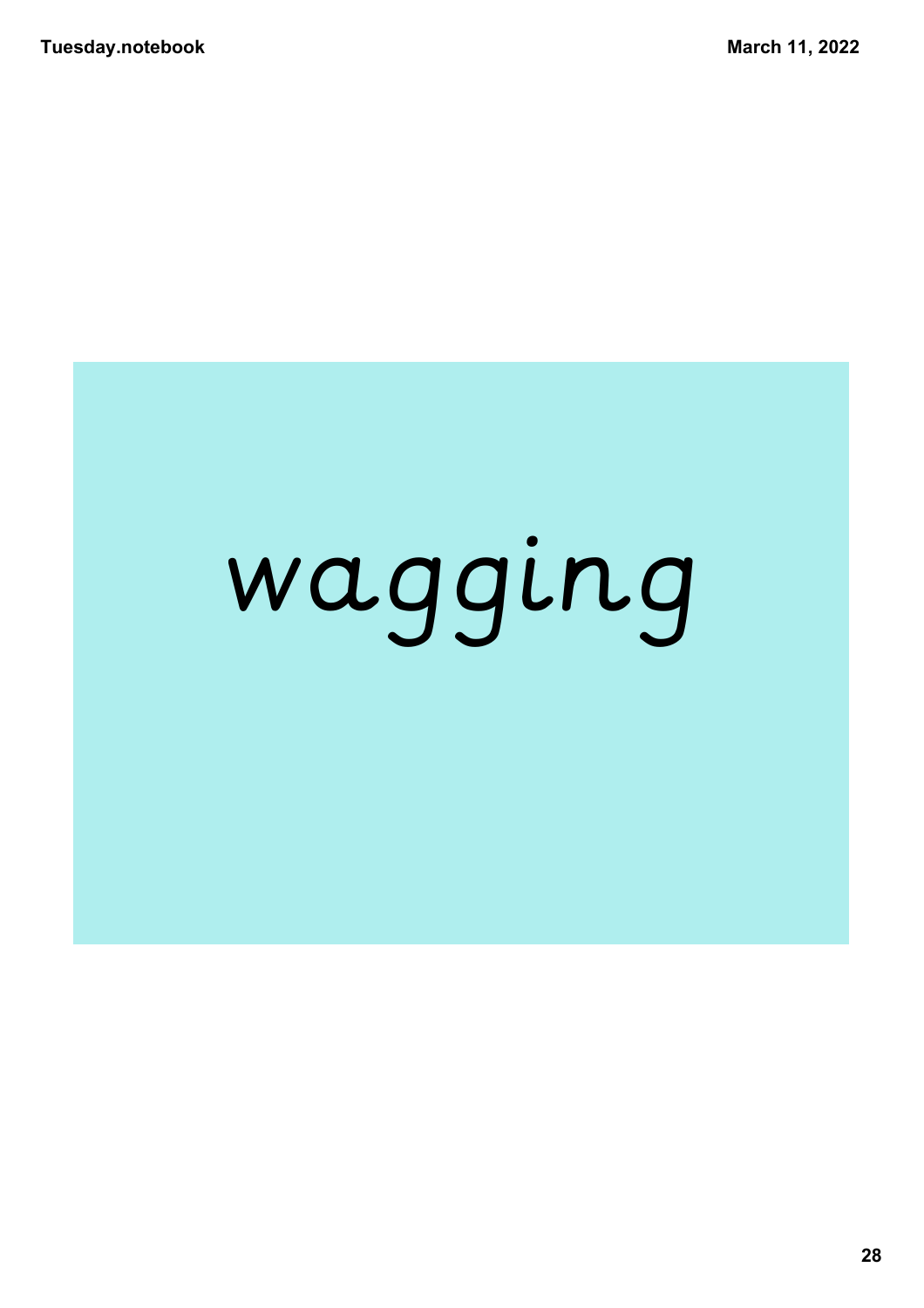wagging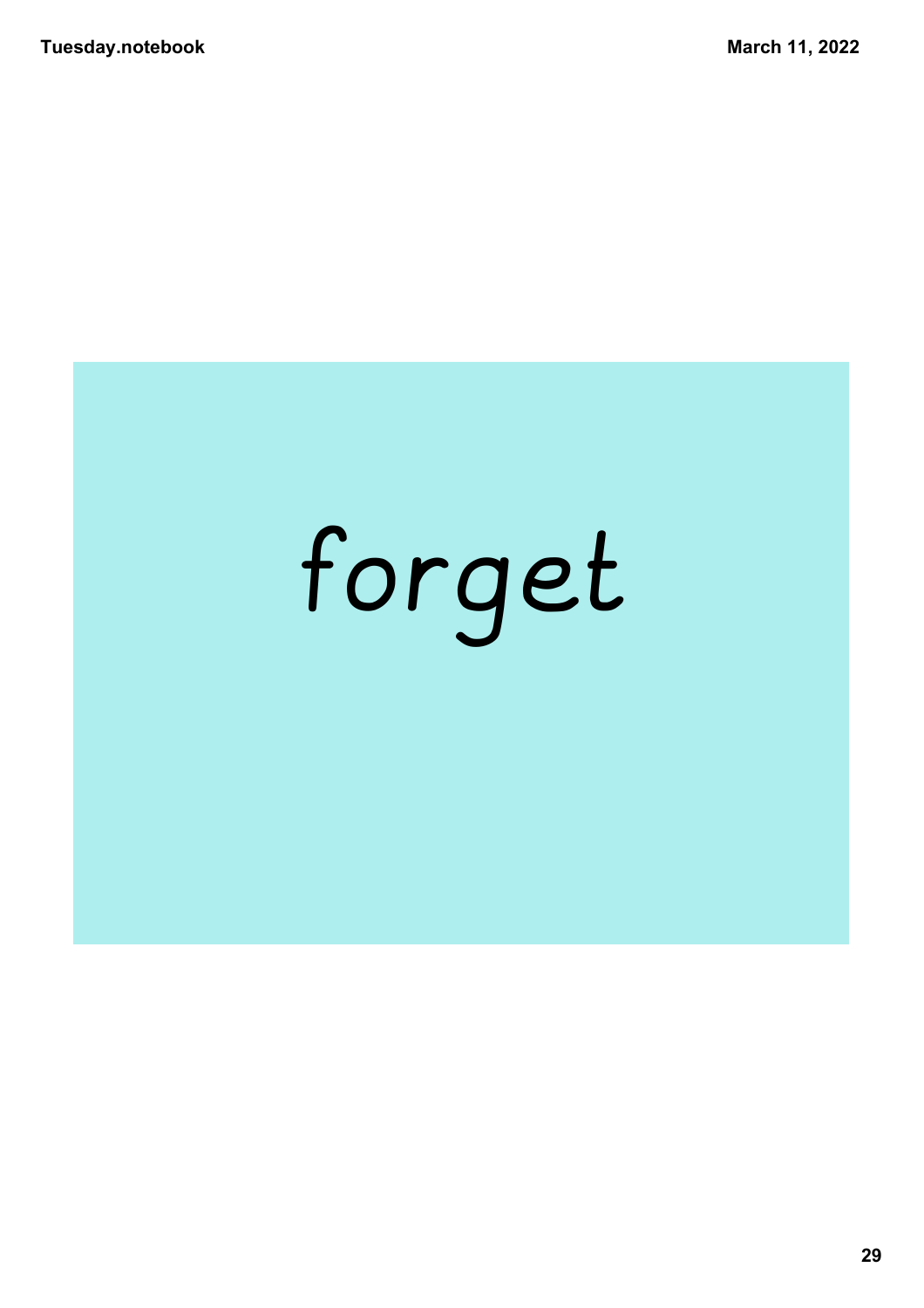forget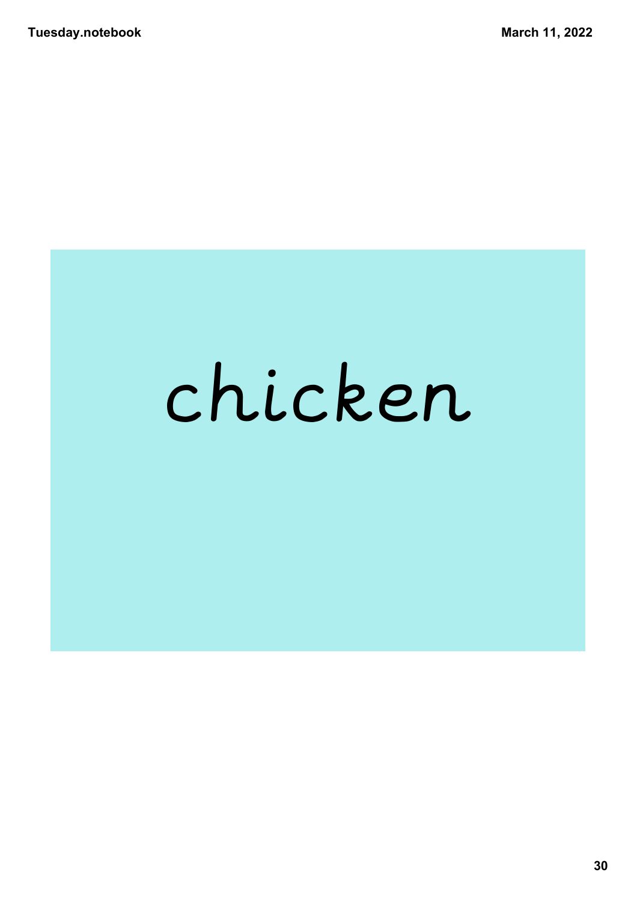chicken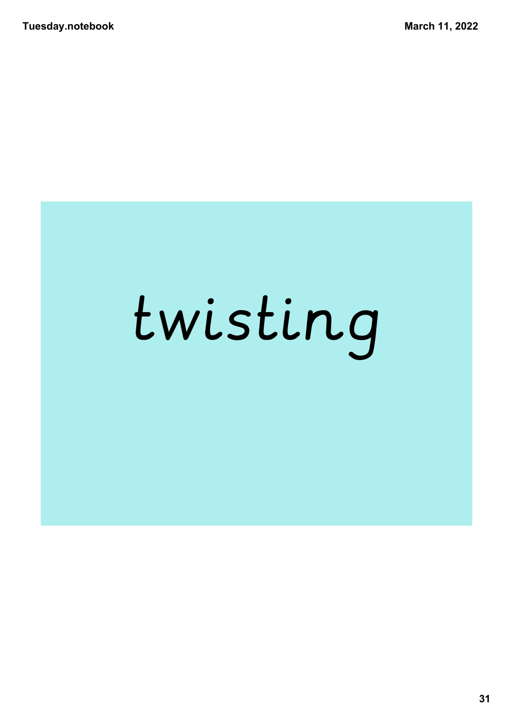twisting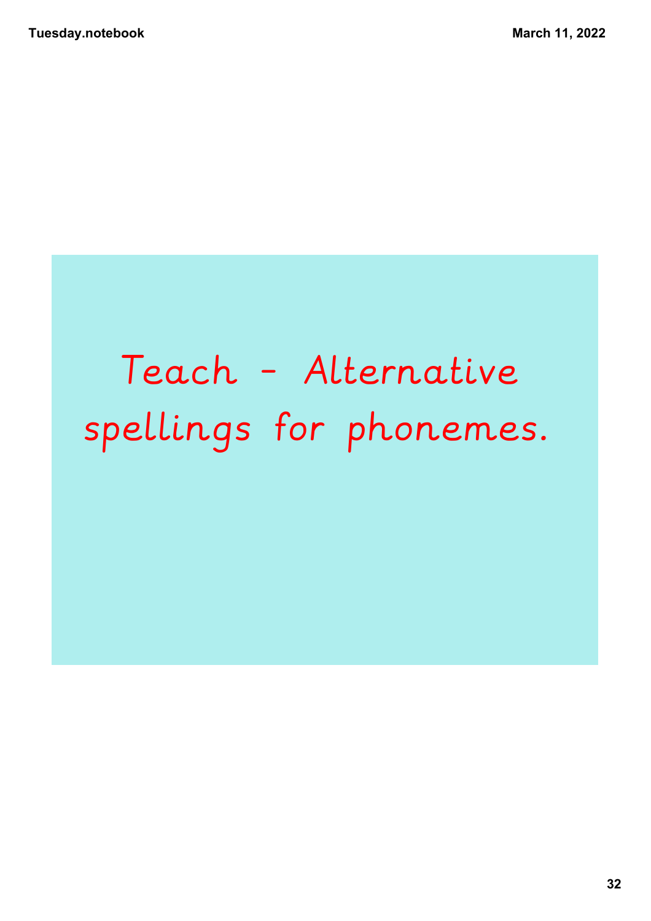Teach - Alternative spellings for phonemes.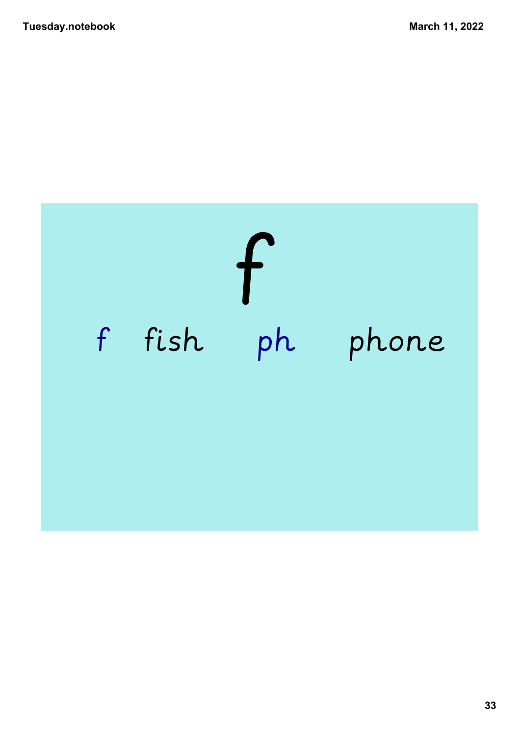# f

f fish ph phone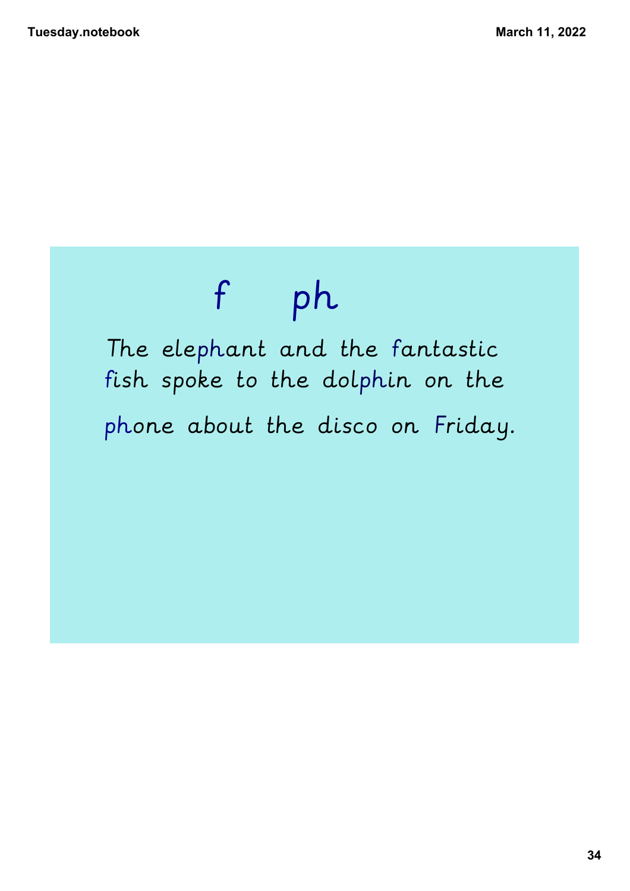# f ph

The elephant and the fantastic fish spoke to the dolphin on the phone about the disco on Friday.